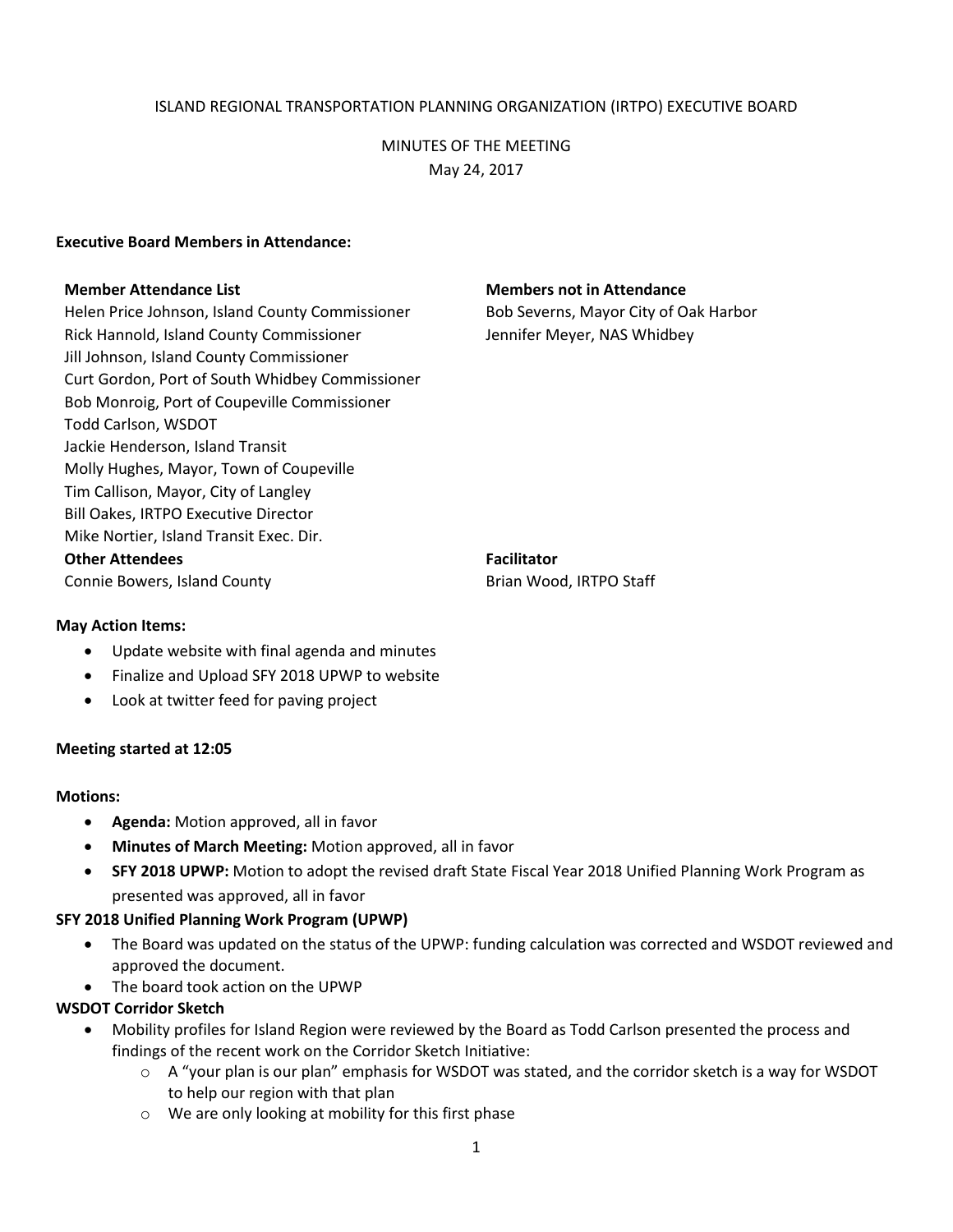ISLAND REGIONAL TRANSPORTATION PLANNING ORGANIZATION (IRTPO) EXECUTIVE BOARD

MINUTES OF THE MEETING

May 24, 2017

**Executive Board Members in Attendance:**

**Member Attendance List**

Helen Price Johnson, Island County Commissioner
Rick Hannold, Island County Commissioner
Jill Johnson, Island County Commissioner
Curt Gordon, Port of South Whidbey Commissioner
Bob Monroig, Port of Coupeville Commissioner
Todd Carlson, WSDOT
Jackie Henderson, Island Transit
Molly Hughes, Mayor, Town of Coupeville
Tim Callison, Mayor, City of Langley
Bill Oakes, IRTPO Executive Director
Mike Nortier, Island Transit Exec. Dir.

**Members not in Attendance**

Bob Severns, Mayor City of Oak Harbor
Jennifer Meyer, NAS Whidbey

**Other Attendees**

Connie Bowers, Island County

**Facilitator**

Brian Wood, IRTPO Staff

**May Action Items:**

- Update website with final agenda and minutes
- Finalize and Upload SFY 2018 UPWP to website
- Look at twitter feed for paving project

**Meeting started at 12:05**

**Motions:**

- **Agenda:** Motion approved, all in favor
- **Minutes of March Meeting:** Motion approved, all in favor
- **SFY 2018 UPWP:** Motion to adopt the revised draft State Fiscal Year 2018 Unified Planning Work Program as presented was approved, all in favor

**SFY 2018 Unified Planning Work Program (UPWP)**

- The Board was updated on the status of the UPWP: funding calculation was corrected and WSDOT reviewed and approved the document.
- The board took action on the UPWP

**WSDOT Corridor Sketch**

- Mobility profiles for Island Region were reviewed by the Board as Todd Carlson presented the process and findings of the recent work on the Corridor Sketch Initiative:
  - A "your plan is our plan" emphasis for WSDOT was stated, and the corridor sketch is a way for WSDOT to help our region with that plan
  - We are only looking at mobility for this first phase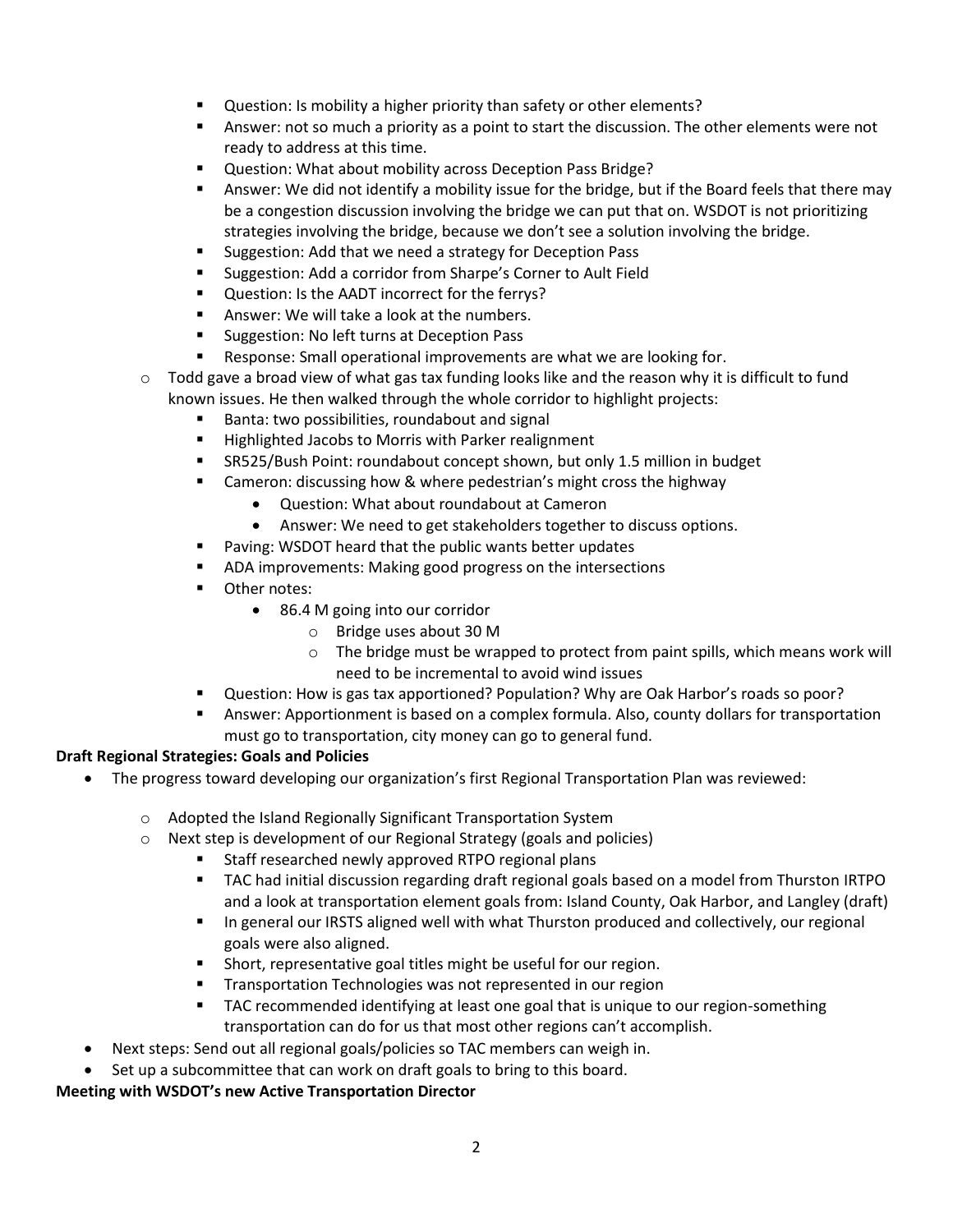- Question: Is mobility a higher priority than safety or other elements?
        - Answer: not so much a priority as a point to start the discussion. The other elements were not ready to address at this time.
        - Question: What about mobility across Deception Pass Bridge?
        - Answer: We did not identify a mobility issue for the bridge, but if the Board feels that there may be a congestion discussion involving the bridge we can put that on. WSDOT is not prioritizing strategies involving the bridge, because we don't see a solution involving the bridge.
        - Suggestion: Add that we need a strategy for Deception Pass
        - Suggestion: Add a corridor from Sharpe's Corner to Ault Field
        - Question: Is the AADT incorrect for the ferrys?
        - Answer: We will take a look at the numbers.
        - Suggestion: No left turns at Deception Pass
        - Response: Small operational improvements are what we are looking for.
    - Todd gave a broad view of what gas tax funding looks like and the reason why it is difficult to fund known issues. He then walked through the whole corridor to highlight projects:
        - Banta: two possibilities, roundabout and signal
        - Highlighted Jacobs to Morris with Parker realignment
        - SR525/Bush Point: roundabout concept shown, but only 1.5 million in budget
        - Cameron: discussing how & where pedestrian's might cross the highway
            - Question: What about roundabout at Cameron
            - Answer: We need to get stakeholders together to discuss options.
        - Paving: WSDOT heard that the public wants better updates
        - ADA improvements: Making good progress on the intersections
        - Other notes:
            - 86.4 M going into our corridor
                - Bridge uses about 30 M
                - The bridge must be wrapped to protect from paint spills, which means work will need to be incremental to avoid wind issues
        - Question: How is gas tax apportioned? Population? Why are Oak Harbor's roads so poor?
        - Answer: Apportionment is based on a complex formula. Also, county dollars for transportation must go to transportation, city money can go to general fund.

**Draft Regional Strategies: Goals and Policies**

- The progress toward developing our organization's first Regional Transportation Plan was reviewed:
    - Adopted the Island Regionally Significant Transportation System
    - Next step is development of our Regional Strategy (goals and policies)
        - Staff researched newly approved RTPO regional plans
        - TAC had initial discussion regarding draft regional goals based on a model from Thurston IRTPO and a look at transportation element goals from: Island County, Oak Harbor, and Langley (draft)
        - In general our IRSTS aligned well with what Thurston produced and collectively, our regional goals were also aligned.
        - Short, representative goal titles might be useful for our region.
        - Transportation Technologies was not represented in our region
        - TAC recommended identifying at least one goal that is unique to our region-something transportation can do for us that most other regions can't accomplish.
- Next steps: Send out all regional goals/policies so TAC members can weigh in.
- Set up a subcommittee that can work on draft goals to bring to this board.

**Meeting with WSDOT's new Active Transportation Director**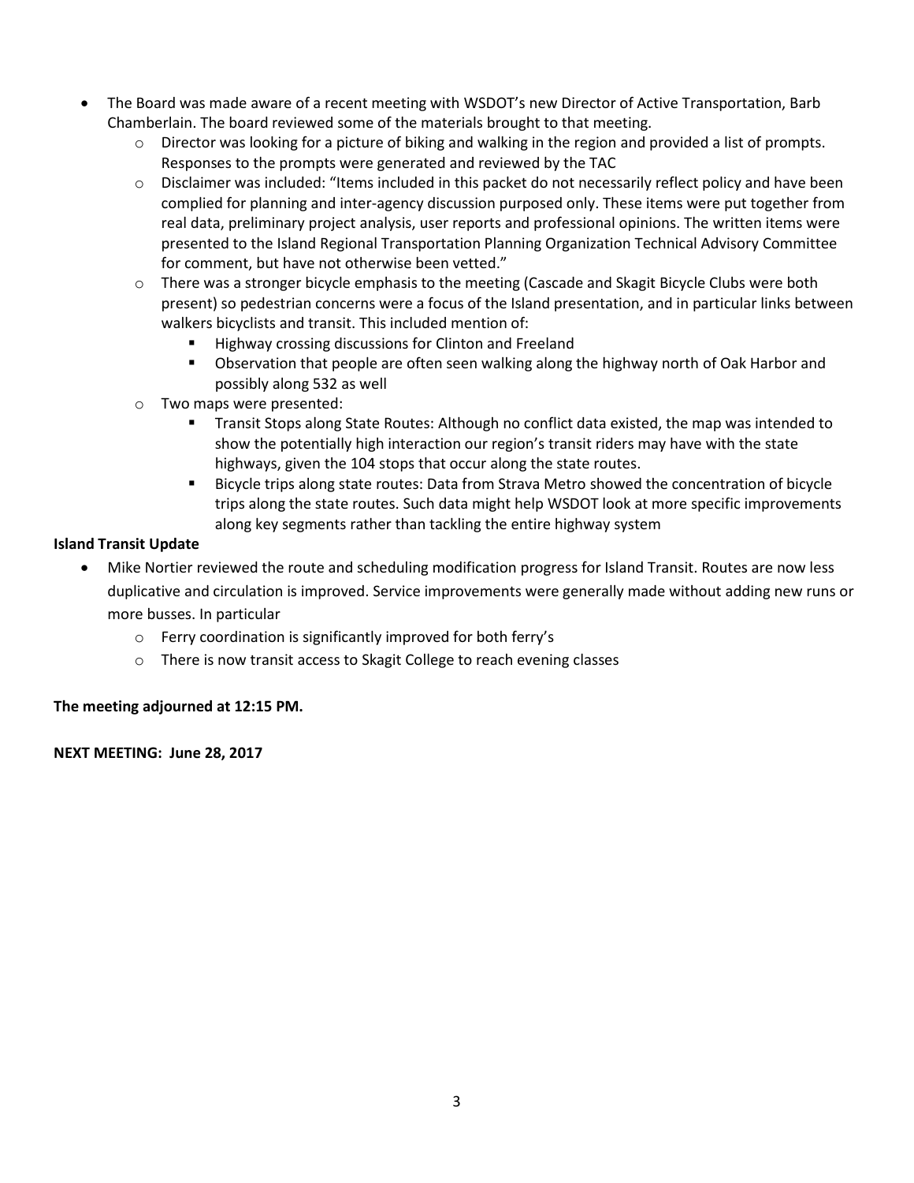- The Board was made aware of a recent meeting with WSDOT's new Director of Active Transportation, Barb Chamberlain. The board reviewed some of the materials brought to that meeting.
  - Director was looking for a picture of biking and walking in the region and provided a list of prompts. Responses to the prompts were generated and reviewed by the TAC
  - Disclaimer was included: "Items included in this packet do not necessarily reflect policy and have been complied for planning and inter-agency discussion purposed only. These items were put together from real data, preliminary project analysis, user reports and professional opinions. The written items were presented to the Island Regional Transportation Planning Organization Technical Advisory Committee for comment, but have not otherwise been vetted."
  - There was a stronger bicycle emphasis to the meeting (Cascade and Skagit Bicycle Clubs were both present) so pedestrian concerns were a focus of the Island presentation, and in particular links between walkers bicyclists and transit. This included mention of:
    - Highway crossing discussions for Clinton and Freeland
    - Observation that people are often seen walking along the highway north of Oak Harbor and possibly along 532 as well
  - Two maps were presented:
    - Transit Stops along State Routes: Although no conflict data existed, the map was intended to show the potentially high interaction our region's transit riders may have with the state highways, given the 104 stops that occur along the state routes.
    - Bicycle trips along state routes: Data from Strava Metro showed the concentration of bicycle trips along the state routes. Such data might help WSDOT look at more specific improvements along key segments rather than tackling the entire highway system

**Island Transit Update**

- Mike Nortier reviewed the route and scheduling modification progress for Island Transit. Routes are now less duplicative and circulation is improved. Service improvements were generally made without adding new runs or more busses. In particular
  - Ferry coordination is significantly improved for both ferry's
  - There is now transit access to Skagit College to reach evening classes

**The meeting adjourned at 12:15 PM.**

**NEXT MEETING: June 28, 2017**